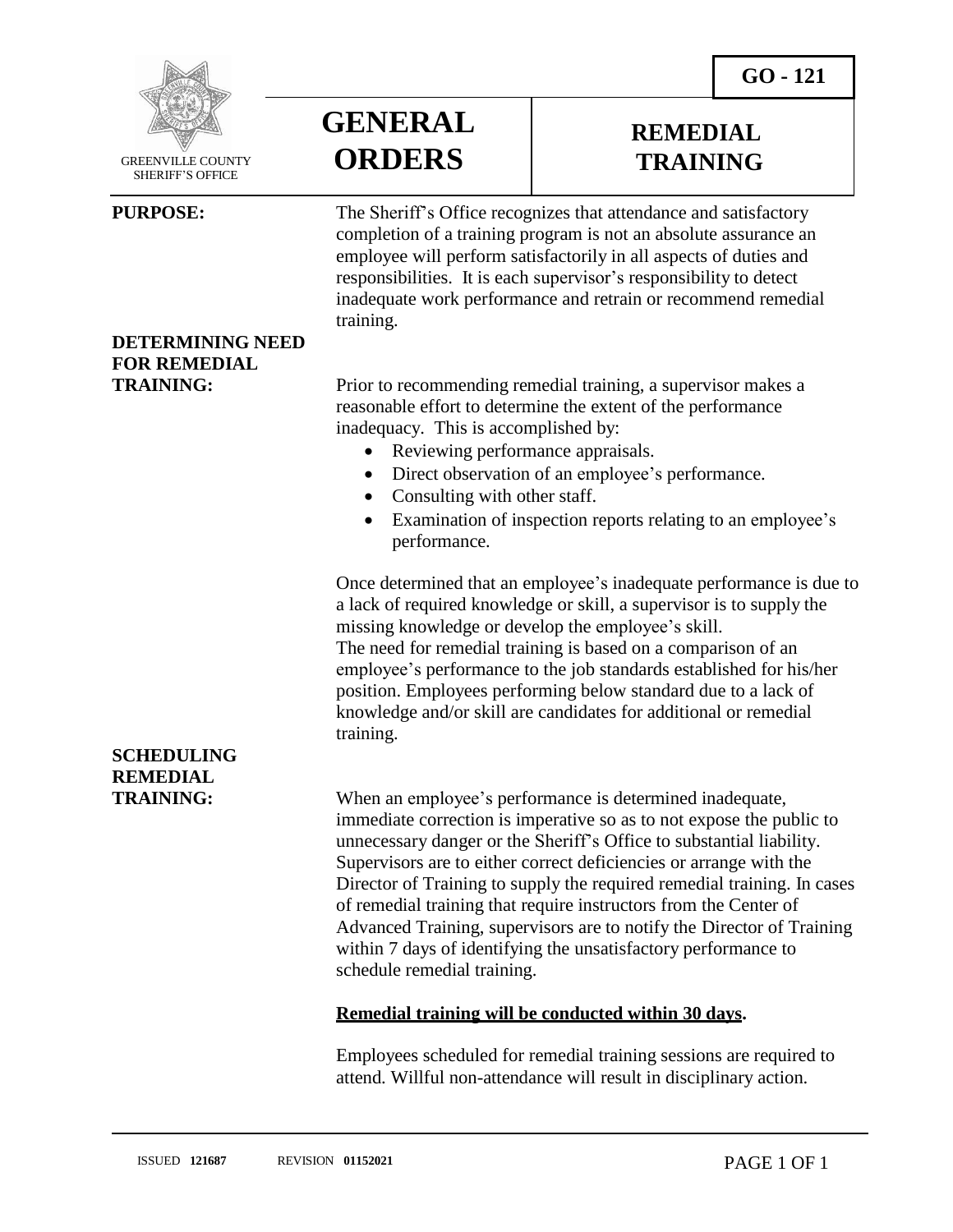GREENVILLE COUNTY SHERIFF'S OFFICE

# GENERAL ORDERS

## REMEDIAL TRAINING

**GO - 121**

**PURPOSE:**

The Sheriff's Office recognizes that attendance and satisfactory completion of a training program is not an absolute assurance an employee will perform satisfactorily in all aspects of duties and responsibilities. It is each supervisor's responsibility to detect inadequate work performance and retrain or recommend remedial training.

**DETERMINING NEED FOR REMEDIAL TRAINING:**

Prior to recommending remedial training, a supervisor makes a reasonable effort to determine the extent of the performance inadequacy. This is accomplished by:

- Reviewing performance appraisals.
- Direct observation of an employee's performance.
- Consulting with other staff.
- Examination of inspection reports relating to an employee's performance.

Once determined that an employee's inadequate performance is due to a lack of required knowledge or skill, a supervisor is to supply the missing knowledge or develop the employee's skill.
The need for remedial training is based on a comparison of an employee's performance to the job standards established for his/her position. Employees performing below standard due to a lack of knowledge and/or skill are candidates for additional or remedial training.

**SCHEDULING REMEDIAL TRAINING:**

When an employee's performance is determined inadequate, immediate correction is imperative so as to not expose the public to unnecessary danger or the Sheriff's Office to substantial liability. Supervisors are to either correct deficiencies or arrange with the Director of Training to supply the required remedial training. In cases of remedial training that require instructors from the Center of Advanced Training, supervisors are to notify the Director of Training within 7 days of identifying the unsatisfactory performance to schedule remedial training.

**Remedial training will be conducted within 30 days.**

Employees scheduled for remedial training sessions are required to attend. Willful non-attendance will result in disciplinary action.

ISSUED **121687** REVISION **01152021**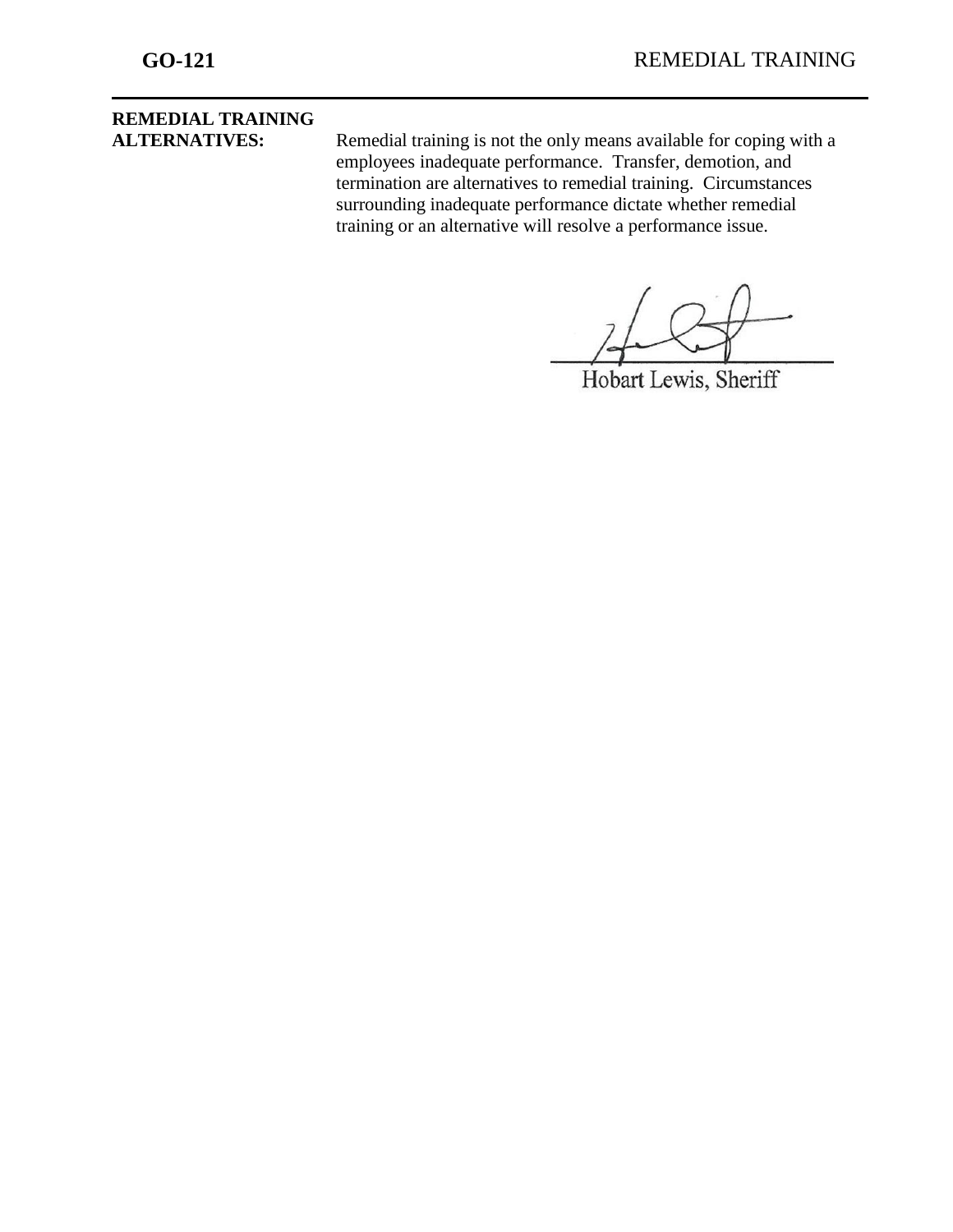**REMEDIAL TRAINING ALTERNATIVES:** Remedial training is not the only means available for coping with a employees inadequate performance. Transfer, demotion, and termination are alternatives to remedial training. Circumstances surrounding inadequate performance dictate whether remedial training or an alternative will resolve a performance issue.

Hobart Lewis, Sheriff